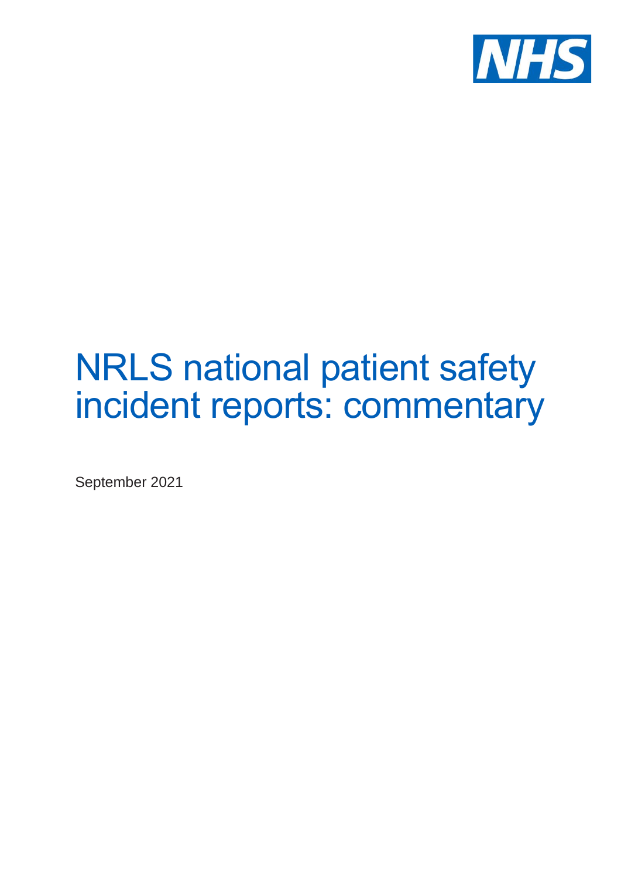NHS

# NRLS national patient safety incident reports: commentary

September 2021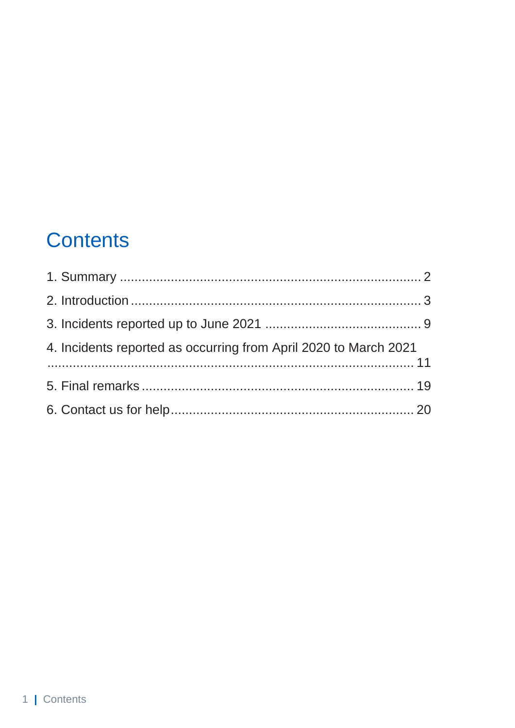# Contents

1. Summary ................................................................................ 2
2. Introduction ............................................................................ 3
3. Incidents reported up to June 2021 ........................................ 9
4. Incidents reported as occurring from April 2020 to March 2021 ........................................................................................ 11
5. Final remarks ........................................................................ 19
6. Contact us for help ................................................................ 20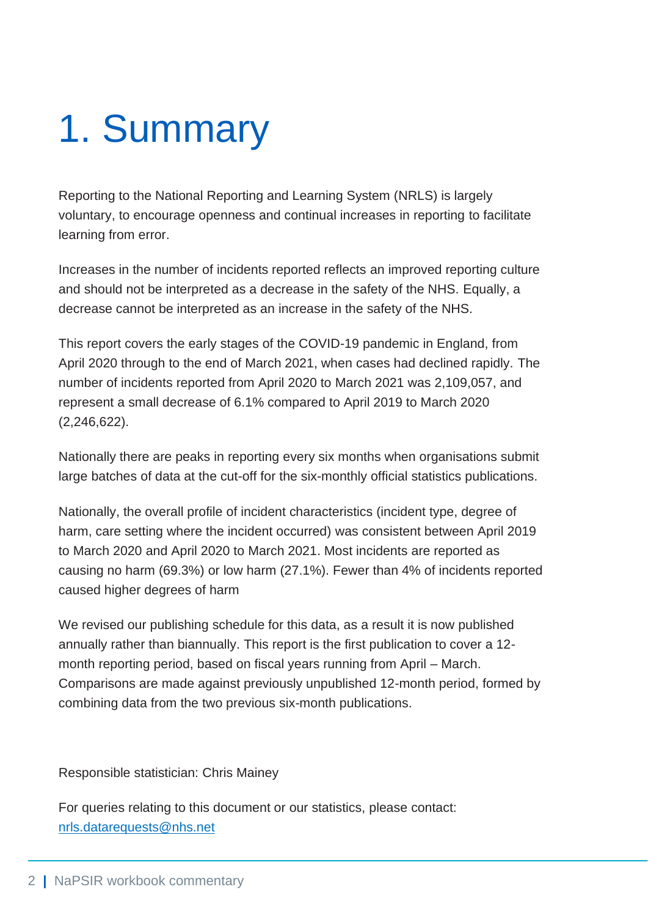# 1. Summary

Reporting to the National Reporting and Learning System (NRLS) is largely voluntary, to encourage openness and continual increases in reporting to facilitate learning from error.

Increases in the number of incidents reported reflects an improved reporting culture and should not be interpreted as a decrease in the safety of the NHS. Equally, a decrease cannot be interpreted as an increase in the safety of the NHS.

This report covers the early stages of the COVID-19 pandemic in England, from April 2020 through to the end of March 2021, when cases had declined rapidly. The number of incidents reported from April 2020 to March 2021 was 2,109,057, and represent a small decrease of 6.1% compared to April 2019 to March 2020 (2,246,622).

Nationally there are peaks in reporting every six months when organisations submit large batches of data at the cut-off for the six-monthly official statistics publications.

Nationally, the overall profile of incident characteristics (incident type, degree of harm, care setting where the incident occurred) was consistent between April 2019 to March 2020 and April 2020 to March 2021. Most incidents are reported as causing no harm (69.3%) or low harm (27.1%). Fewer than 4% of incidents reported caused higher degrees of harm

We revised our publishing schedule for this data, as a result it is now published annually rather than biannually. This report is the first publication to cover a 12-month reporting period, based on fiscal years running from April – March. Comparisons are made against previously unpublished 12-month period, formed by combining data from the two previous six-month publications.

Responsible statistician: Chris Mainey

For queries relating to this document or our statistics, please contact: nrls.datarequests@nhs.net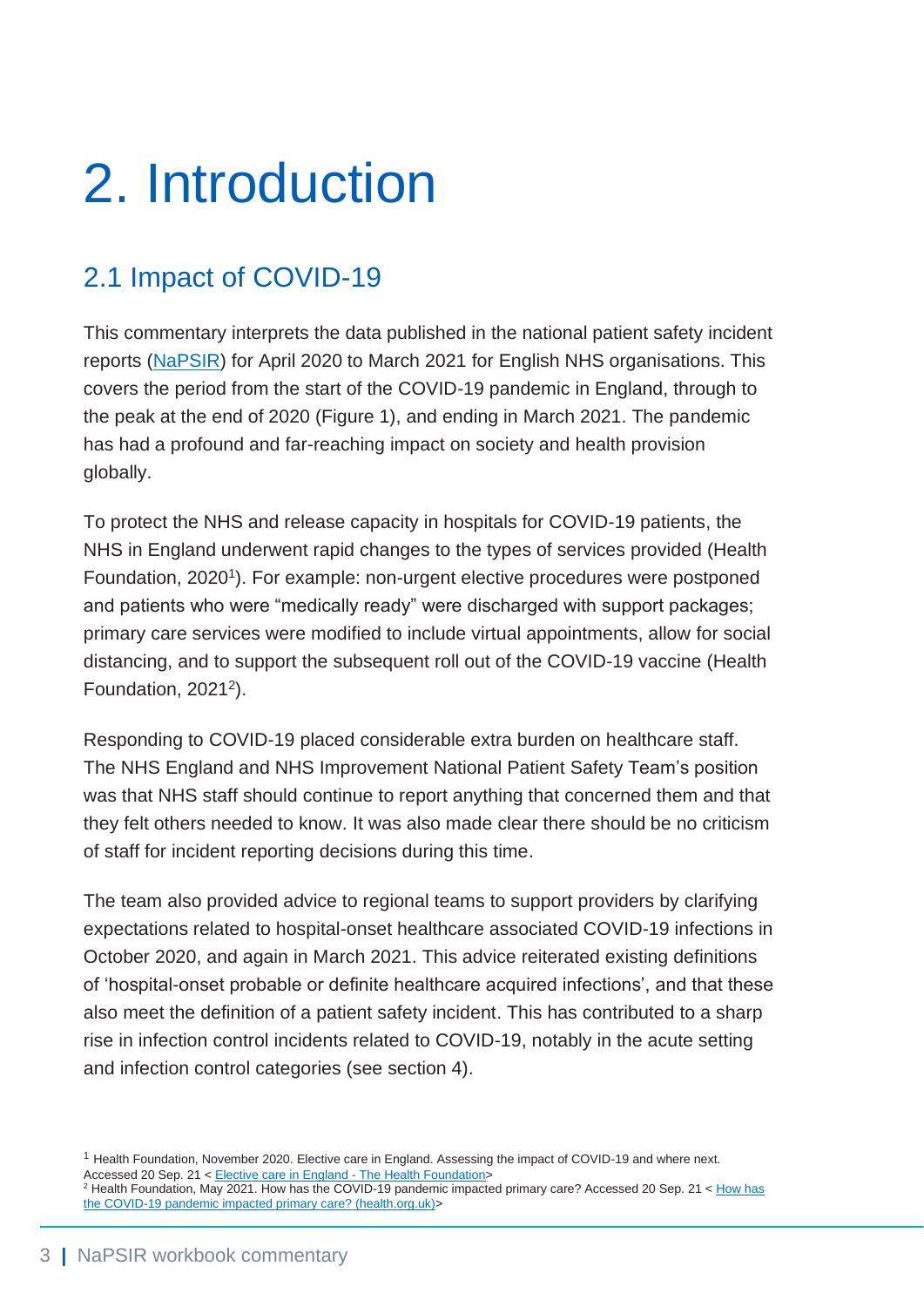# 2. Introduction

## 2.1 Impact of COVID-19

This commentary interprets the data published in the national patient safety incident reports (NaPSIR) for April 2020 to March 2021 for English NHS organisations. This covers the period from the start of the COVID-19 pandemic in England, through to the peak at the end of 2020 (Figure 1), and ending in March 2021. The pandemic has had a profound and far-reaching impact on society and health provision globally.

To protect the NHS and release capacity in hospitals for COVID-19 patients, the NHS in England underwent rapid changes to the types of services provided (Health Foundation, 2020[1]). For example: non-urgent elective procedures were postponed and patients who were "medically ready" were discharged with support packages; primary care services were modified to include virtual appointments, allow for social distancing, and to support the subsequent roll out of the COVID-19 vaccine (Health Foundation, 2021[2]).

Responding to COVID-19 placed considerable extra burden on healthcare staff. The NHS England and NHS Improvement National Patient Safety Team's position was that NHS staff should continue to report anything that concerned them and that they felt others needed to know. It was also made clear there should be no criticism of staff for incident reporting decisions during this time.

The team also provided advice to regional teams to support providers by clarifying expectations related to hospital-onset healthcare associated COVID-19 infections in October 2020, and again in March 2021. This advice reiterated existing definitions of 'hospital-onset probable or definite healthcare acquired infections', and that these also meet the definition of a patient safety incident. This has contributed to a sharp rise in infection control incidents related to COVID-19, notably in the acute setting and infection control categories (see section 4).

---

[1] Health Foundation, November 2020. Elective care in England. Assessing the impact of COVID-19 and where next. Accessed 20 Sep. 21 < Elective care in England - The Health Foundation>

[2] Health Foundation, May 2021. How has the COVID-19 pandemic impacted primary care? Accessed 20 Sep. 21 < How has the COVID-19 pandemic impacted primary care? (health.org.uk)>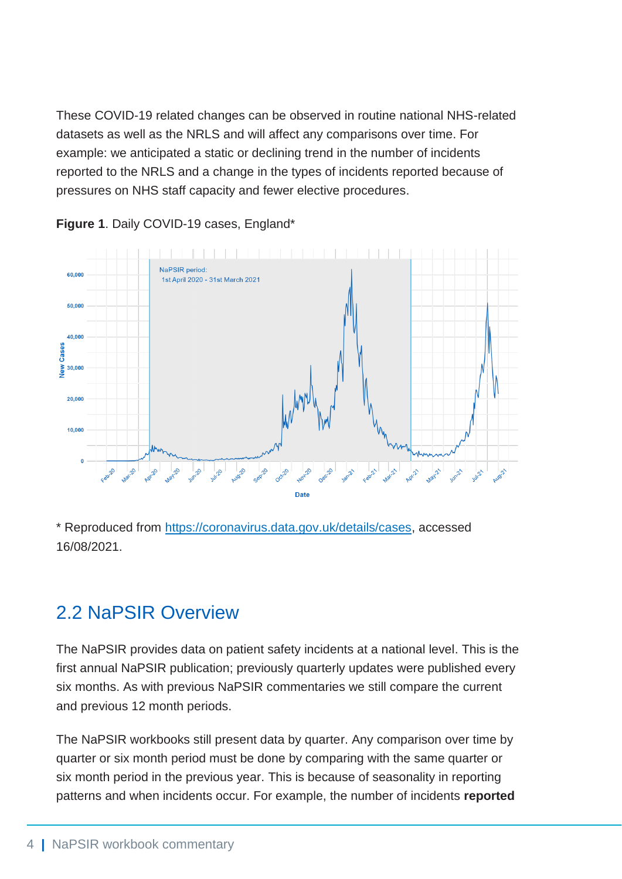These COVID-19 related changes can be observed in routine national NHS-related datasets as well as the NRLS and will affect any comparisons over time. For example: we anticipated a static or declining trend in the number of incidents reported to the NRLS and a change in the types of incidents reported because of pressures on NHS staff capacity and fewer elective procedures.

**Figure 1**. Daily COVID-19 cases, England*

\* Reproduced from [https://coronavirus.data.gov.uk/details/cases](https://coronavirus.data.gov.uk/details/cases), accessed 16/08/2021.

## 2.2 NaPSIR Overview

The NaPSIR provides data on patient safety incidents at a national level. This is the first annual NaPSIR publication; previously quarterly updates were published every six months. As with previous NaPSIR commentaries we still compare the current and previous 12 month periods.

The NaPSIR workbooks still present data by quarter. Any comparison over time by quarter or six month period must be done by comparing with the same quarter or six month period in the previous year. This is because of seasonality in reporting patterns and when incidents occur. For example, the number of incidents **reported**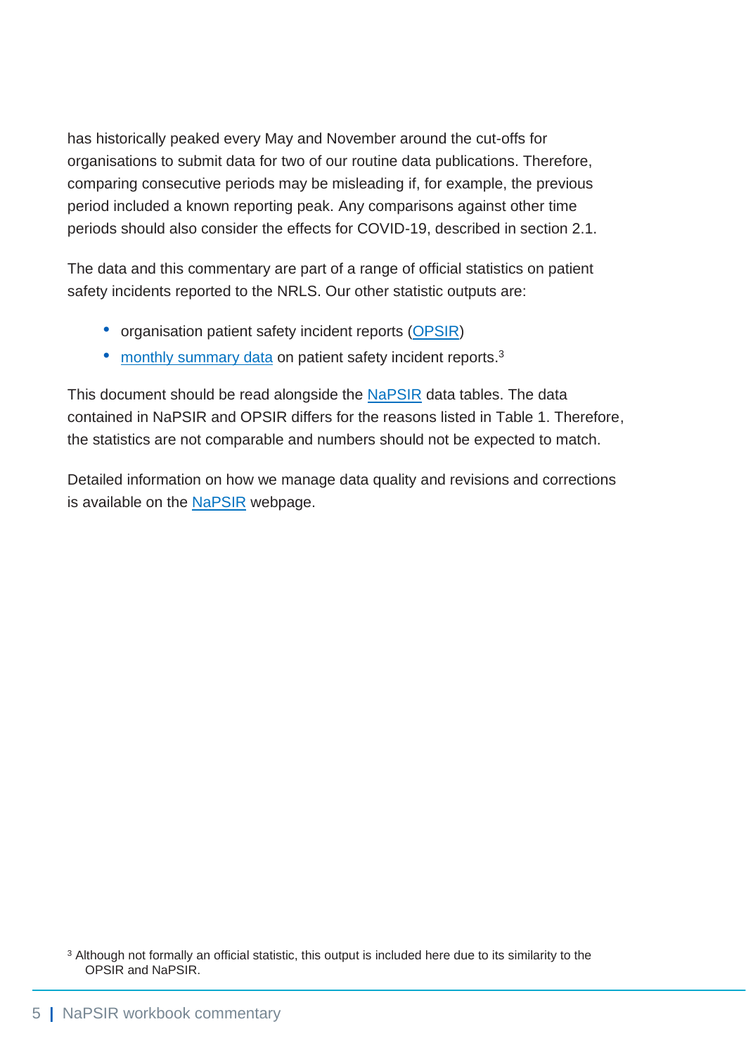has historically peaked every May and November around the cut-offs for organisations to submit data for two of our routine data publications. Therefore, comparing consecutive periods may be misleading if, for example, the previous period included a known reporting peak. Any comparisons against other time periods should also consider the effects for COVID-19, described in section 2.1.

The data and this commentary are part of a range of official statistics on patient safety incidents reported to the NRLS. Our other statistic outputs are:

- organisation patient safety incident reports (OPSIR)
- monthly summary data on patient safety incident reports.[3]

This document should be read alongside the NaPSIR data tables. The data contained in NaPSIR and OPSIR differs for the reasons listed in Table 1. Therefore, the statistics are not comparable and numbers should not be expected to match.

Detailed information on how we manage data quality and revisions and corrections is available on the NaPSIR webpage.

[3] Although not formally an official statistic, this output is included here due to its similarity to the OPSIR and NaPSIR.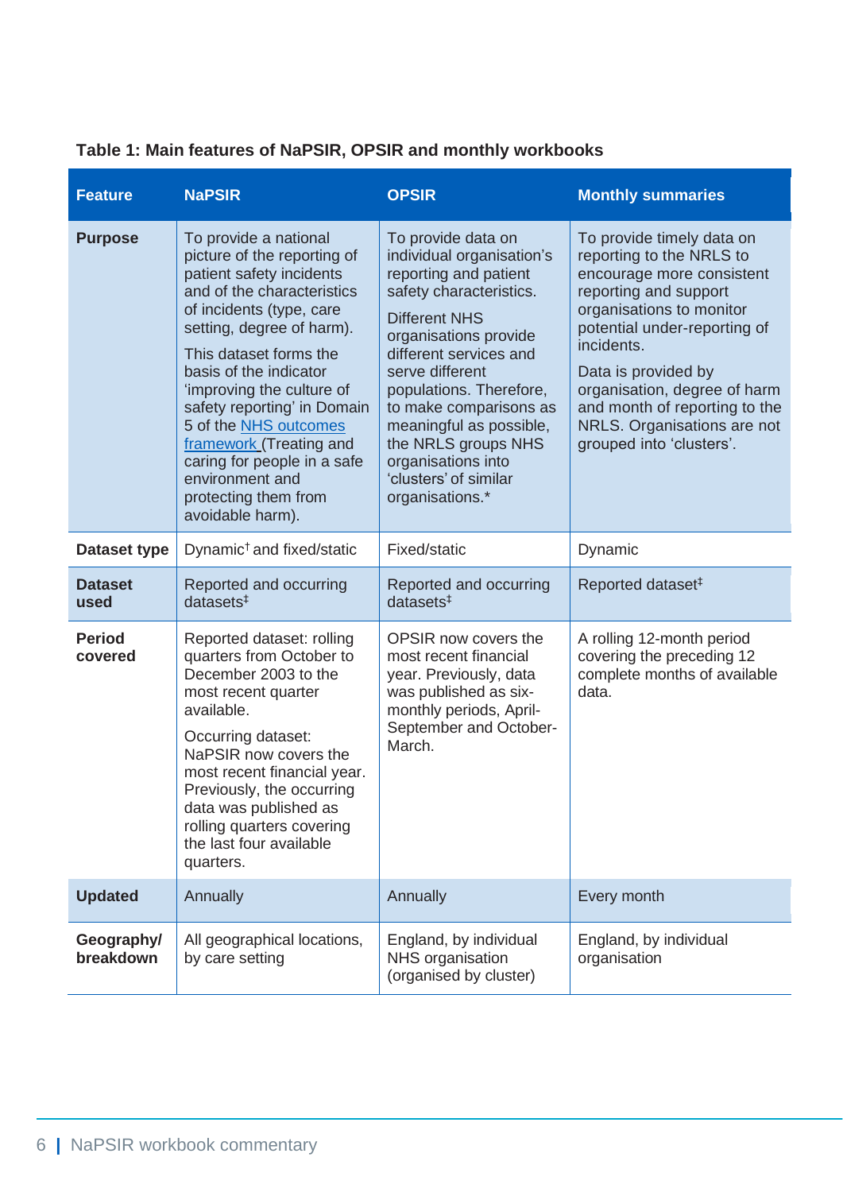**Table 1: Main features of NaPSIR, OPSIR and monthly workbooks**

| Feature | NaPSIR | OPSIR | Monthly summaries |
|---|---|---|---|
| **Purpose** | To provide a national picture of the reporting of patient safety incidents and of the characteristics of incidents (type, care setting, degree of harm). This dataset forms the basis of the indicator 'improving the culture of safety reporting' in Domain 5 of the NHS outcomes framework (Treating and caring for people in a safe environment and protecting them from avoidable harm). | To provide data on individual organisation's reporting and patient safety characteristics. Different NHS organisations provide different services and serve different populations. Therefore, to make comparisons as meaningful as possible, the NRLS groups NHS organisations into 'clusters' of similar organisations.* | To provide timely data on reporting to the NRLS to encourage more consistent reporting and support organisations to monitor potential under-reporting of incidents. Data is provided by organisation, degree of harm and month of reporting to the NRLS. Organisations are not grouped into 'clusters'. |
| **Dataset type** | Dynamic† and fixed/static | Fixed/static | Dynamic |
| **Dataset used** | Reported and occurring datasets‡ | Reported and occurring datasets‡ | Reported dataset‡ |
| **Period covered** | Reported dataset: rolling quarters from October to December 2003 to the most recent quarter available. Occurring dataset: NaPSIR now covers the most recent financial year. Previously, the occurring data was published as rolling quarters covering the last four available quarters. | OPSIR now covers the most recent financial year. Previously, data was published as six-monthly periods, April-September and October-March. | A rolling 12-month period covering the preceding 12 complete months of available data. |
| **Updated** | Annually | Annually | Every month |
| **Geography/ breakdown** | All geographical locations, by care setting | England, by individual NHS organisation (organised by cluster) | England, by individual organisation |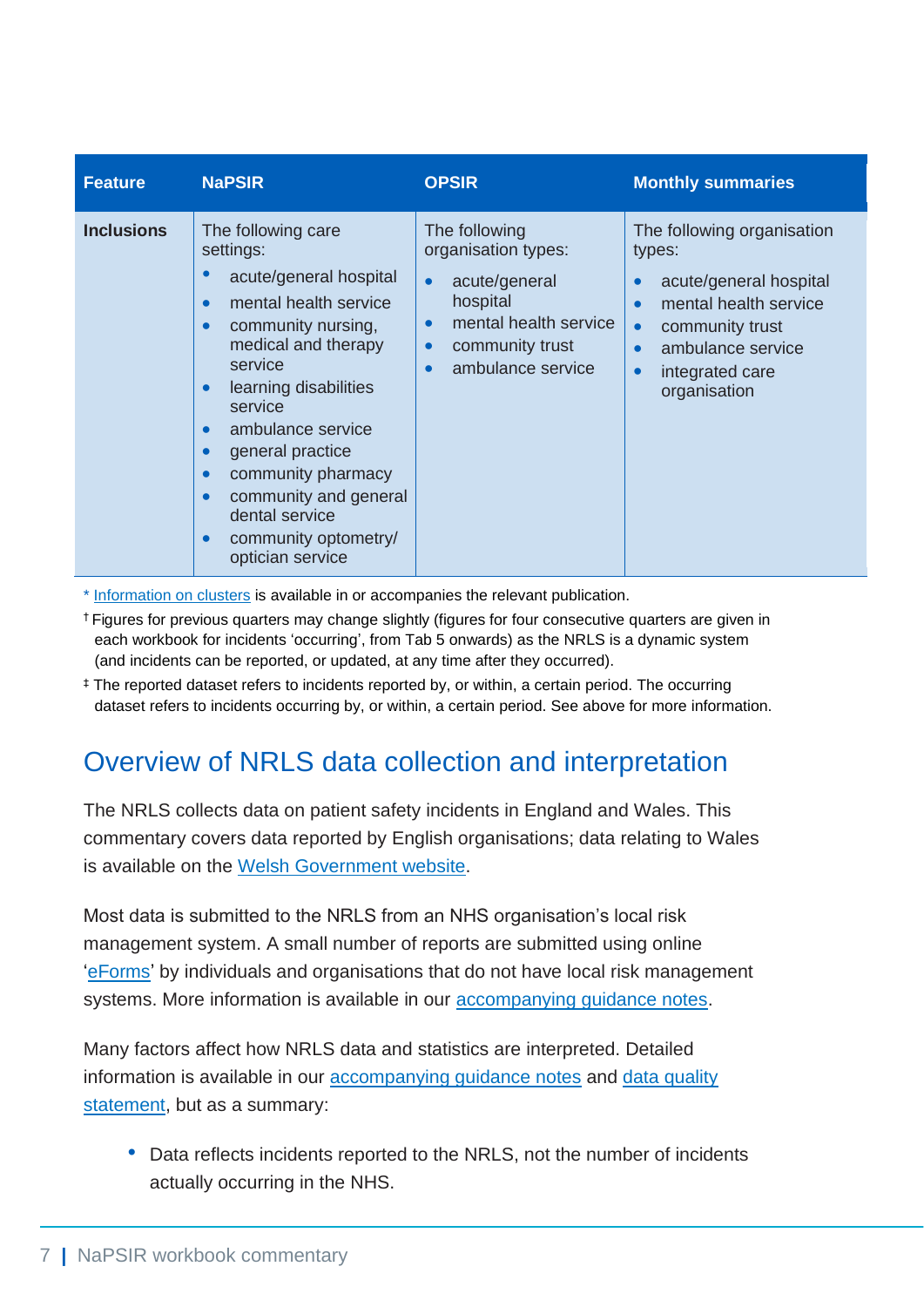| Feature | NaPSIR | OPSIR | Monthly summaries |
|---|---|---|---|
| **Inclusions** | The following care settings:<br>• acute/general hospital<br>• mental health service<br>• community nursing, medical and therapy service<br>• learning disabilities service<br>• ambulance service<br>• general practice<br>• community pharmacy<br>• community and general dental service<br>• community optometry/ optician service | The following organisation types:<br>• acute/general hospital<br>• mental health service<br>• community trust<br>• ambulance service | The following organisation types:<br>• acute/general hospital<br>• mental health service<br>• community trust<br>• ambulance service<br>• integrated care organisation |

\* Information on clusters is available in or accompanies the relevant publication.

† Figures for previous quarters may change slightly (figures for four consecutive quarters are given in each workbook for incidents 'occurring', from Tab 5 onwards) as the NRLS is a dynamic system (and incidents can be reported, or updated, at any time after they occurred).

‡ The reported dataset refers to incidents reported by, or within, a certain period. The occurring dataset refers to incidents occurring by, or within, a certain period. See above for more information.

## Overview of NRLS data collection and interpretation

The NRLS collects data on patient safety incidents in England and Wales. This commentary covers data reported by English organisations; data relating to Wales is available on the Welsh Government website.

Most data is submitted to the NRLS from an NHS organisation's local risk management system. A small number of reports are submitted using online 'eForms' by individuals and organisations that do not have local risk management systems. More information is available in our accompanying guidance notes.

Many factors affect how NRLS data and statistics are interpreted. Detailed information is available in our accompanying guidance notes and data quality statement, but as a summary:

- Data reflects incidents reported to the NRLS, not the number of incidents actually occurring in the NHS.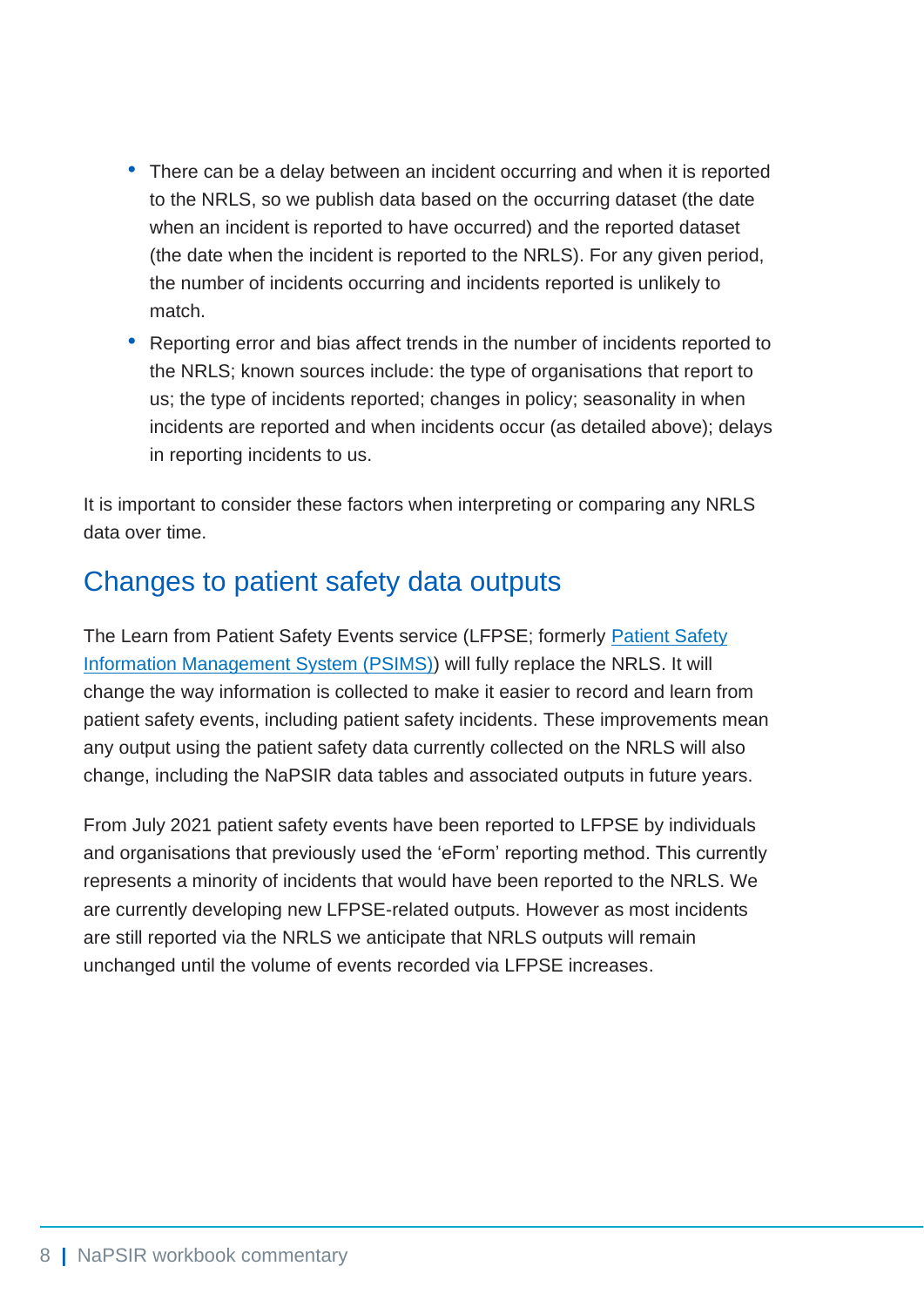- There can be a delay between an incident occurring and when it is reported to the NRLS, so we publish data based on the occurring dataset (the date when an incident is reported to have occurred) and the reported dataset (the date when the incident is reported to the NRLS). For any given period, the number of incidents occurring and incidents reported is unlikely to match.
- Reporting error and bias affect trends in the number of incidents reported to the NRLS; known sources include: the type of organisations that report to us; the type of incidents reported; changes in policy; seasonality in when incidents are reported and when incidents occur (as detailed above); delays in reporting incidents to us.

It is important to consider these factors when interpreting or comparing any NRLS data over time.

## Changes to patient safety data outputs

The Learn from Patient Safety Events service (LFPSE; formerly [Patient Safety Information Management System (PSIMS)]) will fully replace the NRLS. It will change the way information is collected to make it easier to record and learn from patient safety events, including patient safety incidents. These improvements mean any output using the patient safety data currently collected on the NRLS will also change, including the NaPSIR data tables and associated outputs in future years.

From July 2021 patient safety events have been reported to LFPSE by individuals and organisations that previously used the 'eForm' reporting method. This currently represents a minority of incidents that would have been reported to the NRLS. We are currently developing new LFPSE-related outputs. However as most incidents are still reported via the NRLS we anticipate that NRLS outputs will remain unchanged until the volume of events recorded via LFPSE increases.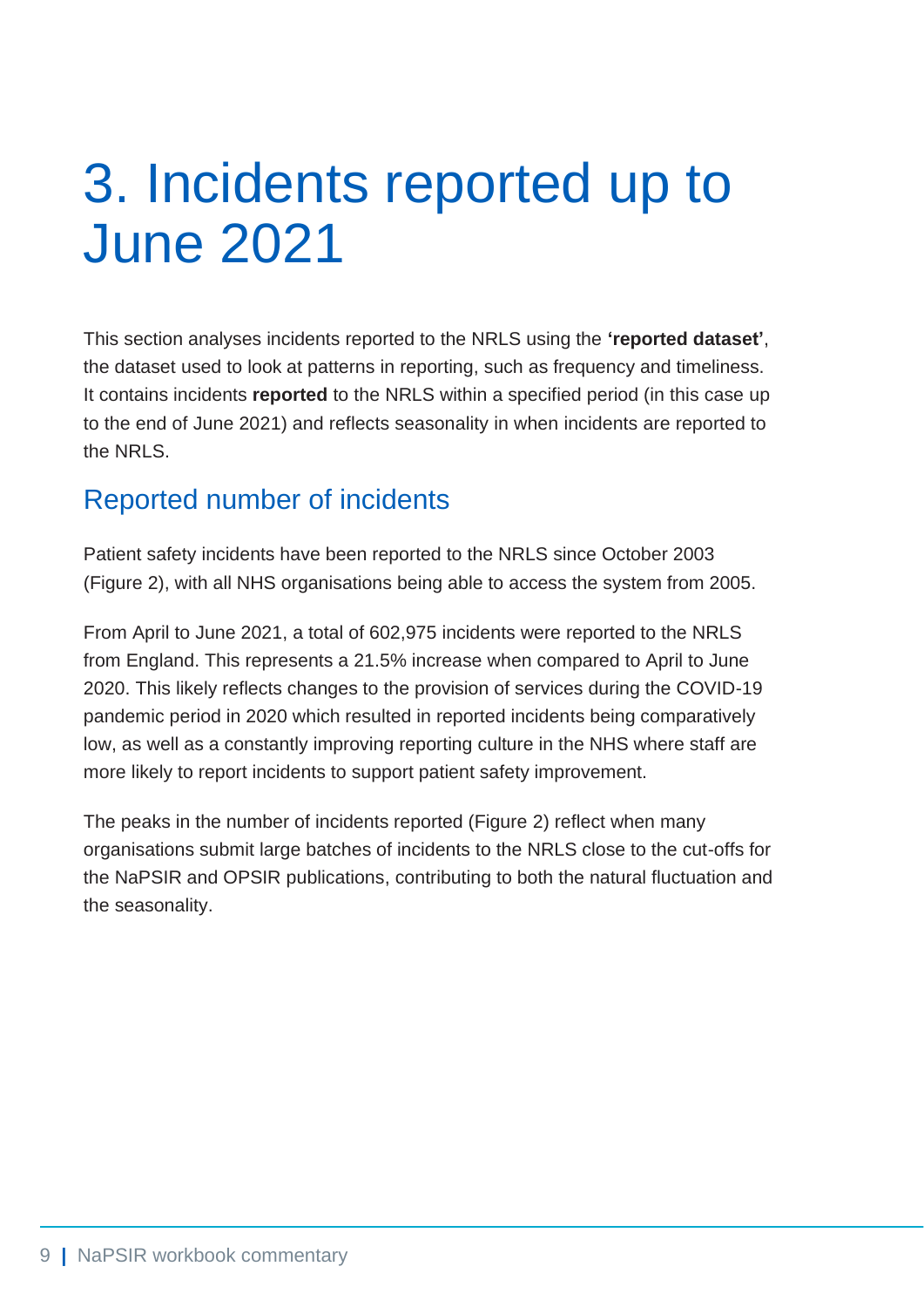# 3. Incidents reported up to June 2021

This section analyses incidents reported to the NRLS using the **'reported dataset'**, the dataset used to look at patterns in reporting, such as frequency and timeliness. It contains incidents **reported** to the NRLS within a specified period (in this case up to the end of June 2021) and reflects seasonality in when incidents are reported to the NRLS.

## Reported number of incidents

Patient safety incidents have been reported to the NRLS since October 2003 (Figure 2), with all NHS organisations being able to access the system from 2005.

From April to June 2021, a total of 602,975 incidents were reported to the NRLS from England. This represents a 21.5% increase when compared to April to June 2020. This likely reflects changes to the provision of services during the COVID-19 pandemic period in 2020 which resulted in reported incidents being comparatively low, as well as a constantly improving reporting culture in the NHS where staff are more likely to report incidents to support patient safety improvement.

The peaks in the number of incidents reported (Figure 2) reflect when many organisations submit large batches of incidents to the NRLS close to the cut-offs for the NaPSIR and OPSIR publications, contributing to both the natural fluctuation and the seasonality.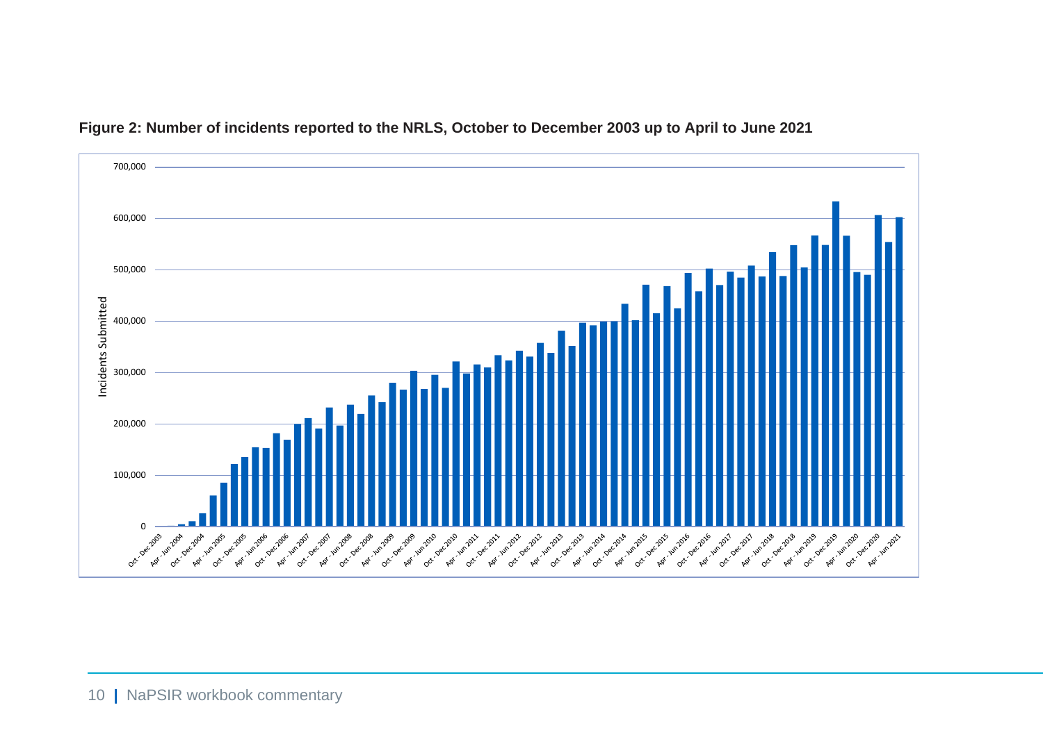**Figure 2: Number of incidents reported to the NRLS, October to December 2003 up to April to June 2021**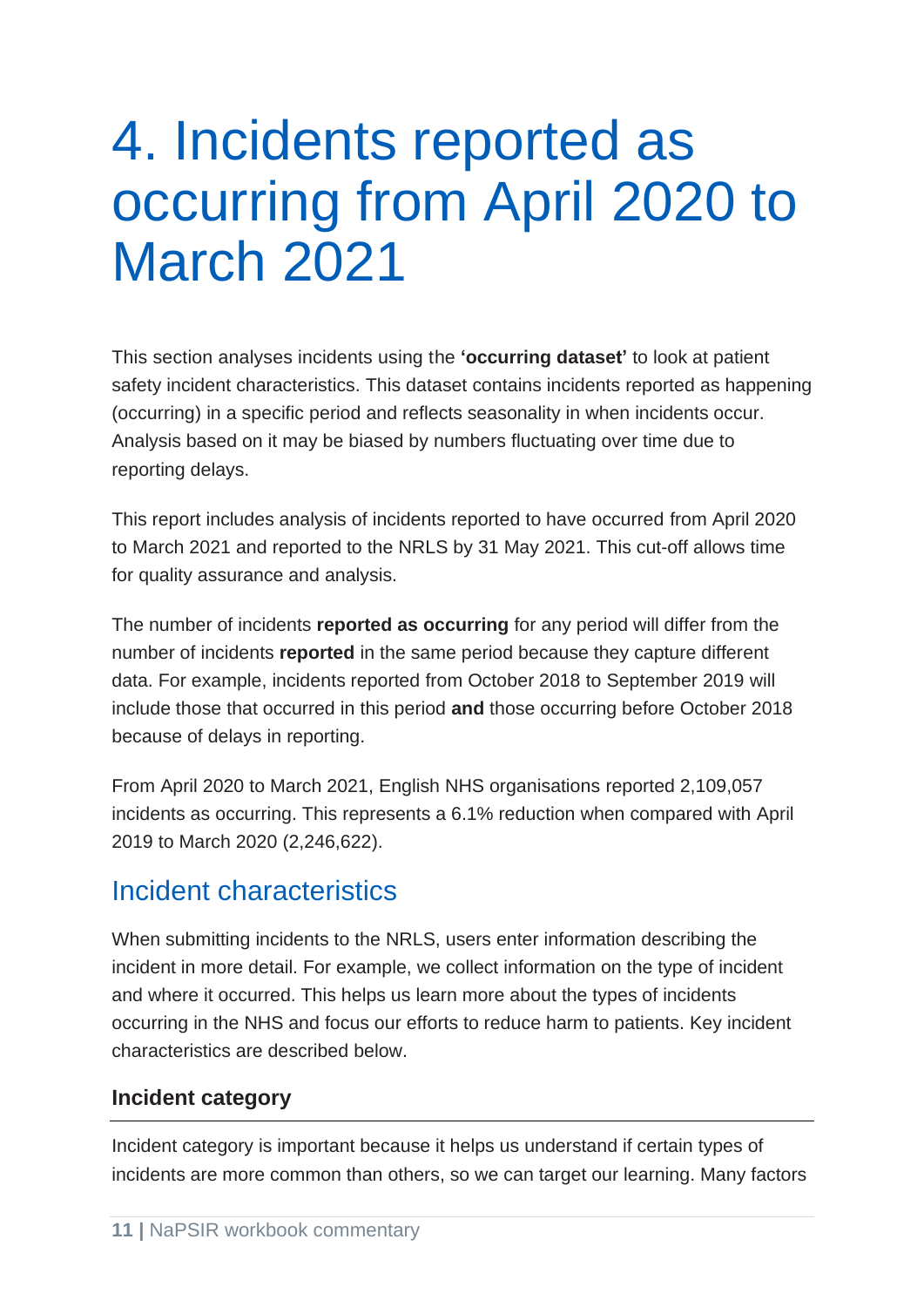# 4. Incidents reported as occurring from April 2020 to March 2021

This section analyses incidents using the **'occurring dataset'** to look at patient safety incident characteristics. This dataset contains incidents reported as happening (occurring) in a specific period and reflects seasonality in when incidents occur. Analysis based on it may be biased by numbers fluctuating over time due to reporting delays.

This report includes analysis of incidents reported to have occurred from April 2020 to March 2021 and reported to the NRLS by 31 May 2021. This cut-off allows time for quality assurance and analysis.

The number of incidents **reported as occurring** for any period will differ from the number of incidents **reported** in the same period because they capture different data. For example, incidents reported from October 2018 to September 2019 will include those that occurred in this period **and** those occurring before October 2018 because of delays in reporting.

From April 2020 to March 2021, English NHS organisations reported 2,109,057 incidents as occurring. This represents a 6.1% reduction when compared with April 2019 to March 2020 (2,246,622).

## Incident characteristics

When submitting incidents to the NRLS, users enter information describing the incident in more detail. For example, we collect information on the type of incident and where it occurred. This helps us learn more about the types of incidents occurring in the NHS and focus our efforts to reduce harm to patients. Key incident characteristics are described below.

### Incident category

Incident category is important because it helps us understand if certain types of incidents are more common than others, so we can target our learning. Many factors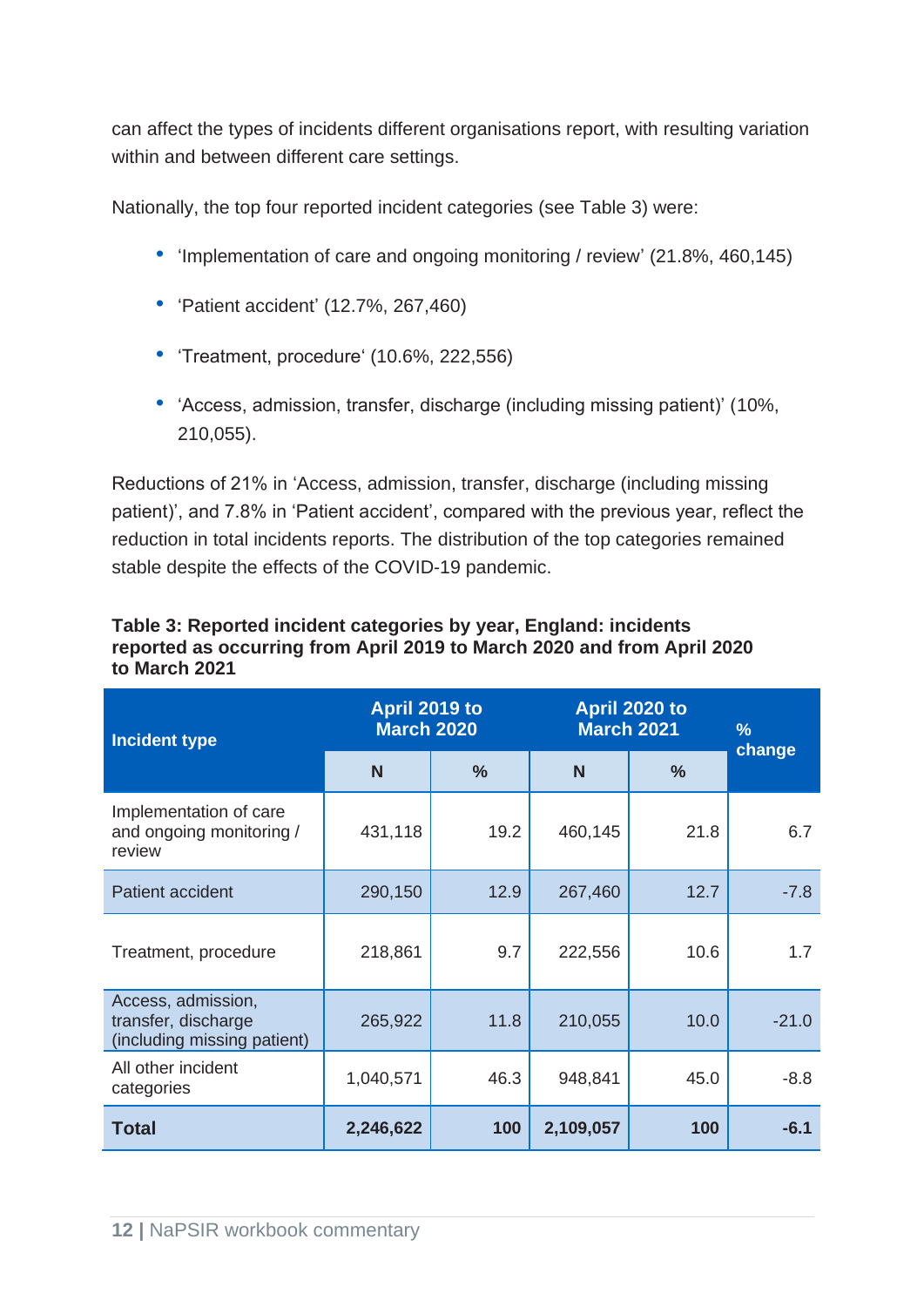can affect the types of incidents different organisations report, with resulting variation within and between different care settings.

Nationally, the top four reported incident categories (see Table 3) were:

- 'Implementation of care and ongoing monitoring / review' (21.8%, 460,145)
- 'Patient accident' (12.7%, 267,460)
- 'Treatment, procedure' (10.6%, 222,556)
- 'Access, admission, transfer, discharge (including missing patient)' (10%, 210,055).

Reductions of 21% in 'Access, admission, transfer, discharge (including missing patient)', and 7.8% in 'Patient accident', compared with the previous year, reflect the reduction in total incidents reports. The distribution of the top categories remained stable despite the effects of the COVID-19 pandemic.

**Table 3: Reported incident categories by year, England: incidents reported as occurring from April 2019 to March 2020 and from April 2020 to March 2021**

| Incident type | April 2019 to March 2020 | | April 2020 to March 2021 | | % change |
|---|---|---|---|---|---|
| | N | % | N | % | |
| Implementation of care and ongoing monitoring / review | 431,118 | 19.2 | 460,145 | 21.8 | 6.7 |
| Patient accident | 290,150 | 12.9 | 267,460 | 12.7 | -7.8 |
| Treatment, procedure | 218,861 | 9.7 | 222,556 | 10.6 | 1.7 |
| Access, admission, transfer, discharge (including missing patient) | 265,922 | 11.8 | 210,055 | 10.0 | -21.0 |
| All other incident categories | 1,040,571 | 46.3 | 948,841 | 45.0 | -8.8 |
| **Total** | **2,246,622** | **100** | **2,109,057** | **100** | **-6.1** |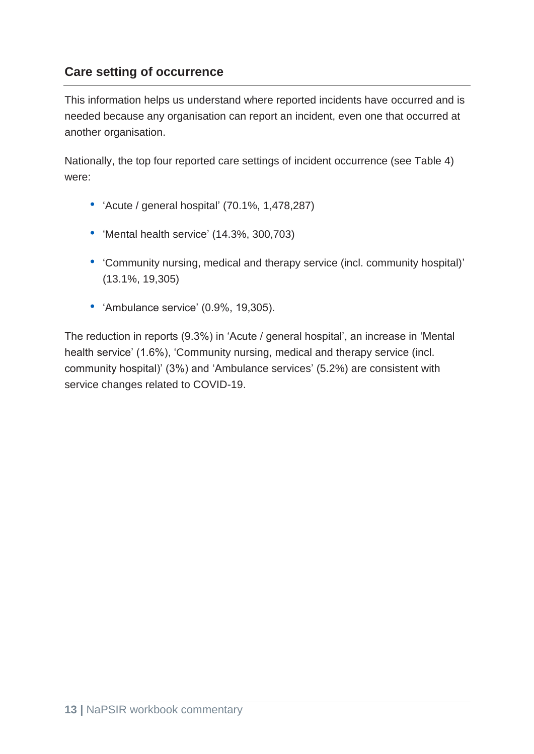## Care setting of occurrence

This information helps us understand where reported incidents have occurred and is needed because any organisation can report an incident, even one that occurred at another organisation.

Nationally, the top four reported care settings of incident occurrence (see Table 4) were:

- 'Acute / general hospital' (70.1%, 1,478,287)
- 'Mental health service' (14.3%, 300,703)
- 'Community nursing, medical and therapy service (incl. community hospital)' (13.1%, 19,305)
- 'Ambulance service' (0.9%, 19,305).

The reduction in reports (9.3%) in 'Acute / general hospital', an increase in 'Mental health service' (1.6%), 'Community nursing, medical and therapy service (incl. community hospital)' (3%) and 'Ambulance services' (5.2%) are consistent with service changes related to COVID-19.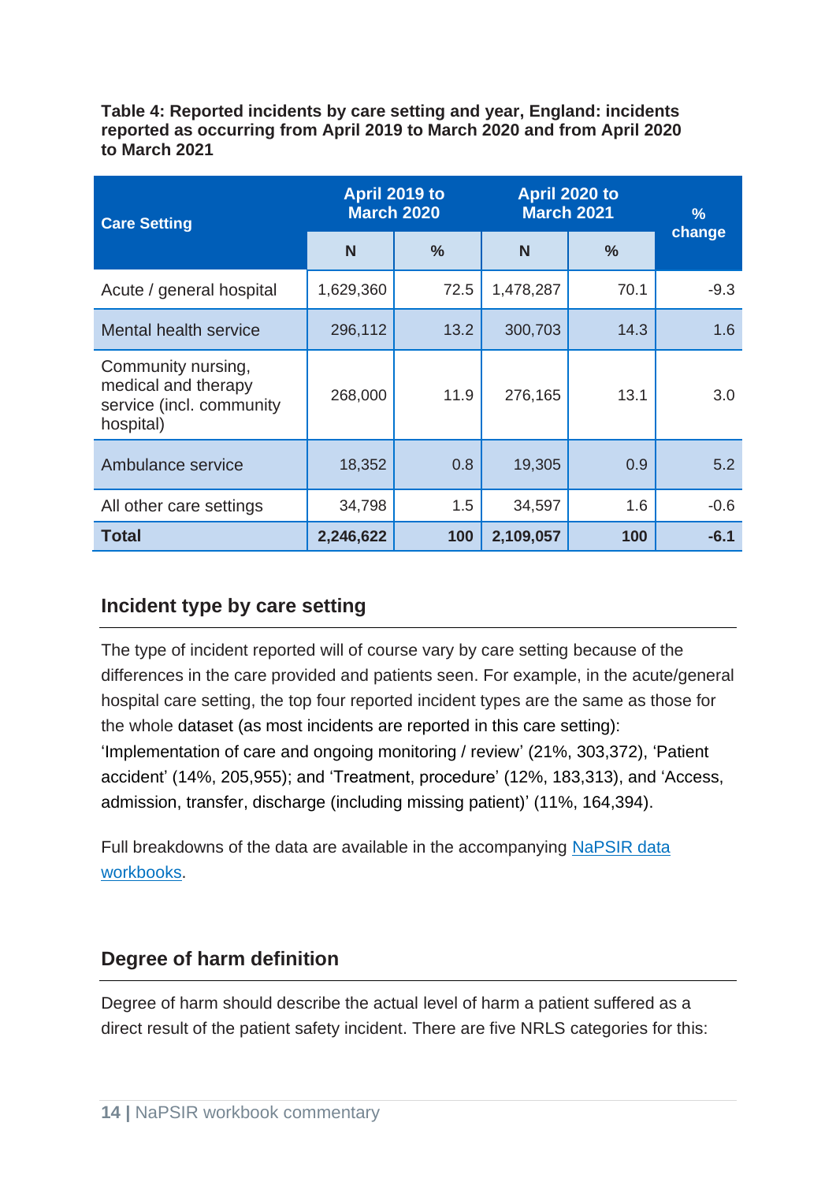**Table 4: Reported incidents by care setting and year, England: incidents reported as occurring from April 2019 to March 2020 and from April 2020 to March 2021**

| Care Setting | April 2019 to March 2020 | | April 2020 to March 2021 | | % change |
|---|---|---|---|---|---|
| | N | % | N | % | |
| Acute / general hospital | 1,629,360 | 72.5 | 1,478,287 | 70.1 | -9.3 |
| Mental health service | 296,112 | 13.2 | 300,703 | 14.3 | 1.6 |
| Community nursing, medical and therapy service (incl. community hospital) | 268,000 | 11.9 | 276,165 | 13.1 | 3.0 |
| Ambulance service | 18,352 | 0.8 | 19,305 | 0.9 | 5.2 |
| All other care settings | 34,798 | 1.5 | 34,597 | 1.6 | -0.6 |
| **Total** | **2,246,622** | **100** | **2,109,057** | **100** | **-6.1** |

## Incident type by care setting

The type of incident reported will of course vary by care setting because of the differences in the care provided and patients seen. For example, in the acute/general hospital care setting, the top four reported incident types are the same as those for the whole dataset (as most incidents are reported in this care setting): 'Implementation of care and ongoing monitoring / review' (21%, 303,372), 'Patient accident' (14%, 205,955); and 'Treatment, procedure' (12%, 183,313), and 'Access, admission, transfer, discharge (including missing patient)' (11%, 164,394).

Full breakdowns of the data are available in the accompanying NaPSIR data workbooks.

## Degree of harm definition

Degree of harm should describe the actual level of harm a patient suffered as a direct result of the patient safety incident. There are five NRLS categories for this: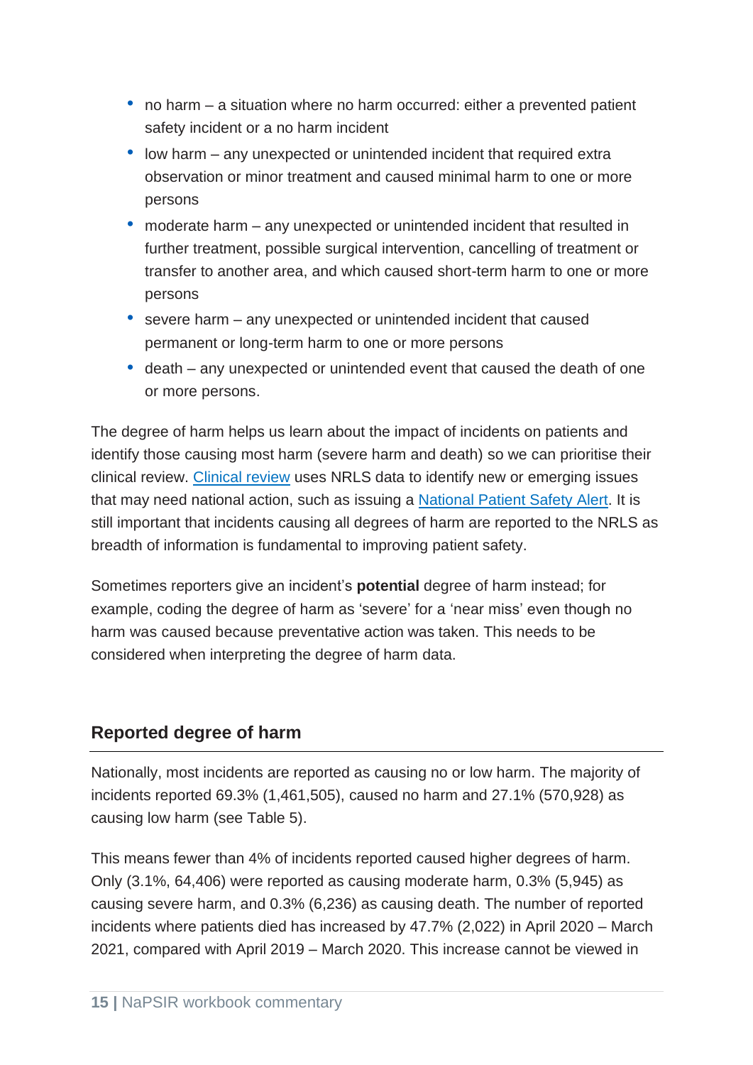- no harm – a situation where no harm occurred: either a prevented patient safety incident or a no harm incident
- low harm – any unexpected or unintended incident that required extra observation or minor treatment and caused minimal harm to one or more persons
- moderate harm – any unexpected or unintended incident that resulted in further treatment, possible surgical intervention, cancelling of treatment or transfer to another area, and which caused short-term harm to one or more persons
- severe harm – any unexpected or unintended incident that caused permanent or long-term harm to one or more persons
- death – any unexpected or unintended event that caused the death of one or more persons.

The degree of harm helps us learn about the impact of incidents on patients and identify those causing most harm (severe harm and death) so we can prioritise their clinical review. [Clinical review](#) uses NRLS data to identify new or emerging issues that may need national action, such as issuing a [National Patient Safety Alert](#). It is still important that incidents causing all degrees of harm are reported to the NRLS as breadth of information is fundamental to improving patient safety.

Sometimes reporters give an incident's **potential** degree of harm instead; for example, coding the degree of harm as 'severe' for a 'near miss' even though no harm was caused because preventative action was taken. This needs to be considered when interpreting the degree of harm data.

## Reported degree of harm

Nationally, most incidents are reported as causing no or low harm. The majority of incidents reported 69.3% (1,461,505), caused no harm and 27.1% (570,928) as causing low harm (see Table 5).

This means fewer than 4% of incidents reported caused higher degrees of harm. Only (3.1%, 64,406) were reported as causing moderate harm, 0.3% (5,945) as causing severe harm, and 0.3% (6,236) as causing death. The number of reported incidents where patients died has increased by 47.7% (2,022) in April 2020 – March 2021, compared with April 2019 – March 2020. This increase cannot be viewed in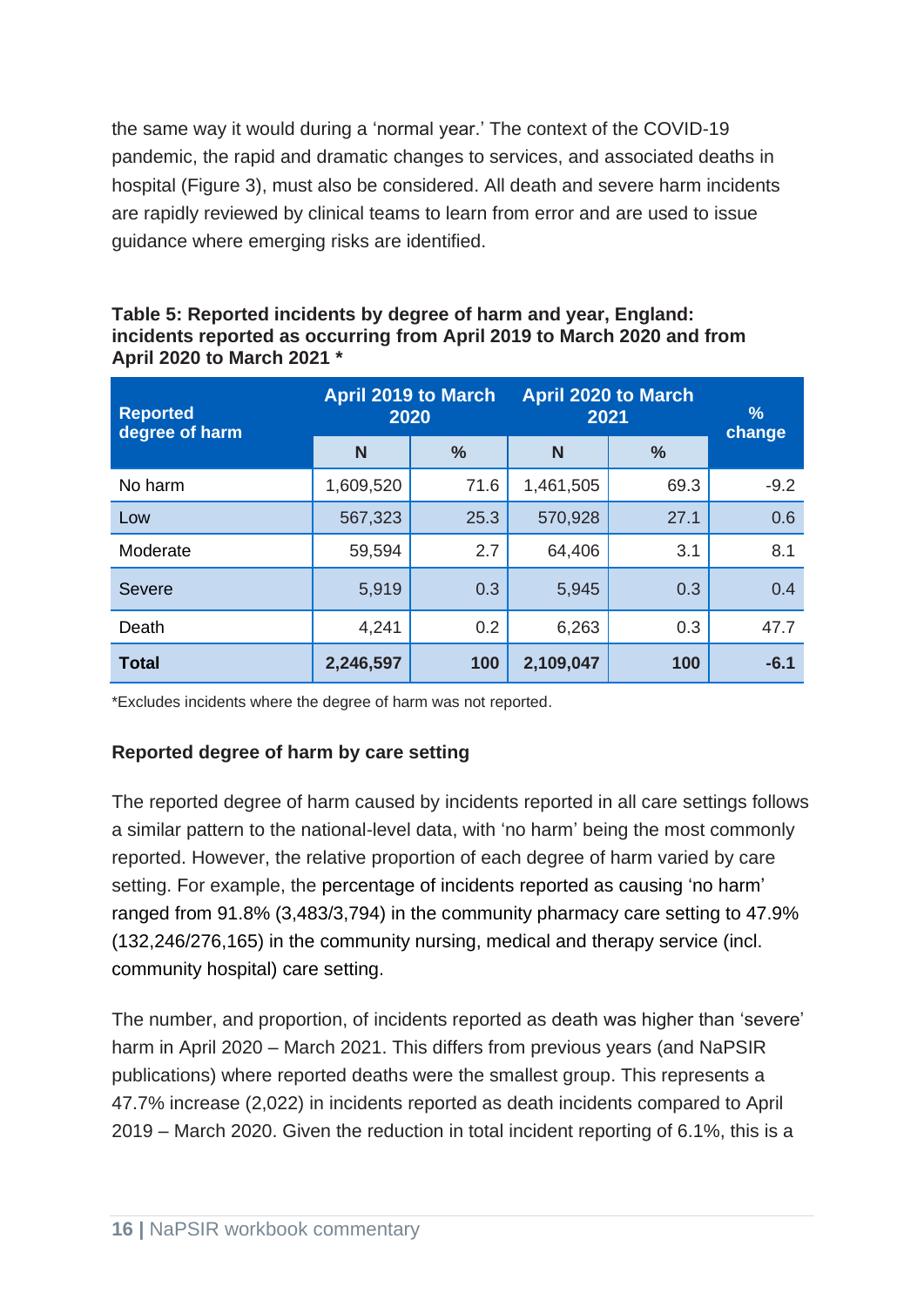the same way it would during a 'normal year.' The context of the COVID-19 pandemic, the rapid and dramatic changes to services, and associated deaths in hospital (Figure 3), must also be considered. All death and severe harm incidents are rapidly reviewed by clinical teams to learn from error and are used to issue guidance where emerging risks are identified.

**Table 5: Reported incidents by degree of harm and year, England: incidents reported as occurring from April 2019 to March 2020 and from April 2020 to March 2021 \***

| Reported degree of harm | April 2019 to March 2020 | | April 2020 to March 2021 | | % change |
|---|---|---|---|---|---|
| | N | % | N | % | |
| No harm | 1,609,520 | 71.6 | 1,461,505 | 69.3 | -9.2 |
| Low | 567,323 | 25.3 | 570,928 | 27.1 | 0.6 |
| Moderate | 59,594 | 2.7 | 64,406 | 3.1 | 8.1 |
| Severe | 5,919 | 0.3 | 5,945 | 0.3 | 0.4 |
| Death | 4,241 | 0.2 | 6,263 | 0.3 | 47.7 |
| **Total** | **2,246,597** | **100** | **2,109,047** | **100** | **-6.1** |

\*Excludes incidents where the degree of harm was not reported.

### Reported degree of harm by care setting

The reported degree of harm caused by incidents reported in all care settings follows a similar pattern to the national-level data, with 'no harm' being the most commonly reported. However, the relative proportion of each degree of harm varied by care setting. For example, the percentage of incidents reported as causing 'no harm' ranged from 91.8% (3,483/3,794) in the community pharmacy care setting to 47.9% (132,246/276,165) in the community nursing, medical and therapy service (incl. community hospital) care setting.

The number, and proportion, of incidents reported as death was higher than 'severe' harm in April 2020 – March 2021. This differs from previous years (and NaPSIR publications) where reported deaths were the smallest group. This represents a 47.7% increase (2,022) in incidents reported as death incidents compared to April 2019 – March 2020. Given the reduction in total incident reporting of 6.1%, this is a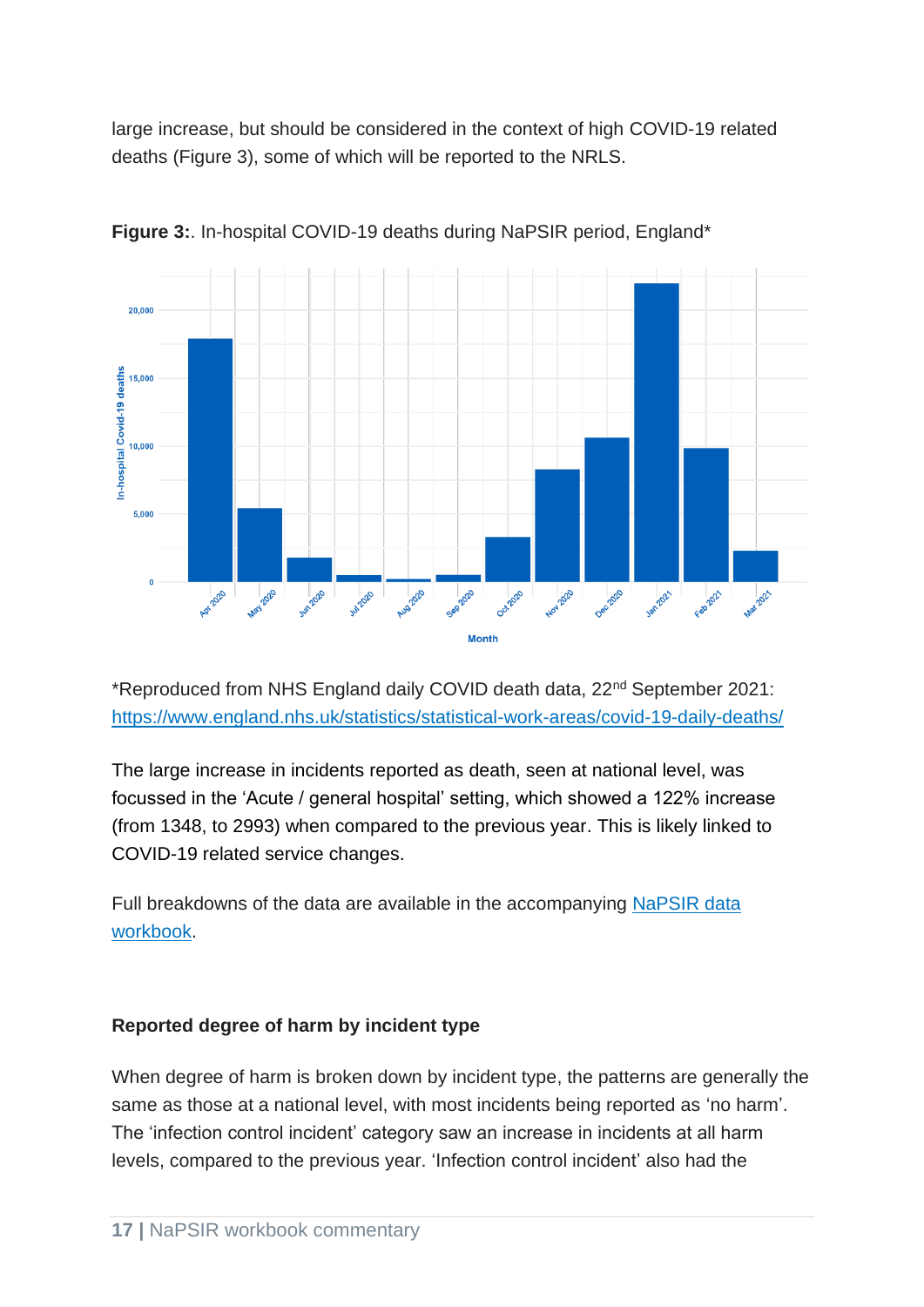large increase, but should be considered in the context of high COVID-19 related deaths (Figure 3), some of which will be reported to the NRLS.

**Figure 3:**. In-hospital COVID-19 deaths during NaPSIR period, England*

*Reproduced from NHS England daily COVID death data, 22nd September 2021: https://www.england.nhs.uk/statistics/statistical-work-areas/covid-19-daily-deaths/

The large increase in incidents reported as death, seen at national level, was focussed in the 'Acute / general hospital' setting, which showed a 122% increase (from 1348, to 2993) when compared to the previous year. This is likely linked to COVID-19 related service changes.

Full breakdowns of the data are available in the accompanying [NaPSIR data workbook](NaPSIR data workbook).

**Reported degree of harm by incident type**

When degree of harm is broken down by incident type, the patterns are generally the same as those at a national level, with most incidents being reported as 'no harm'. The 'infection control incident' category saw an increase in incidents at all harm levels, compared to the previous year. 'Infection control incident' also had the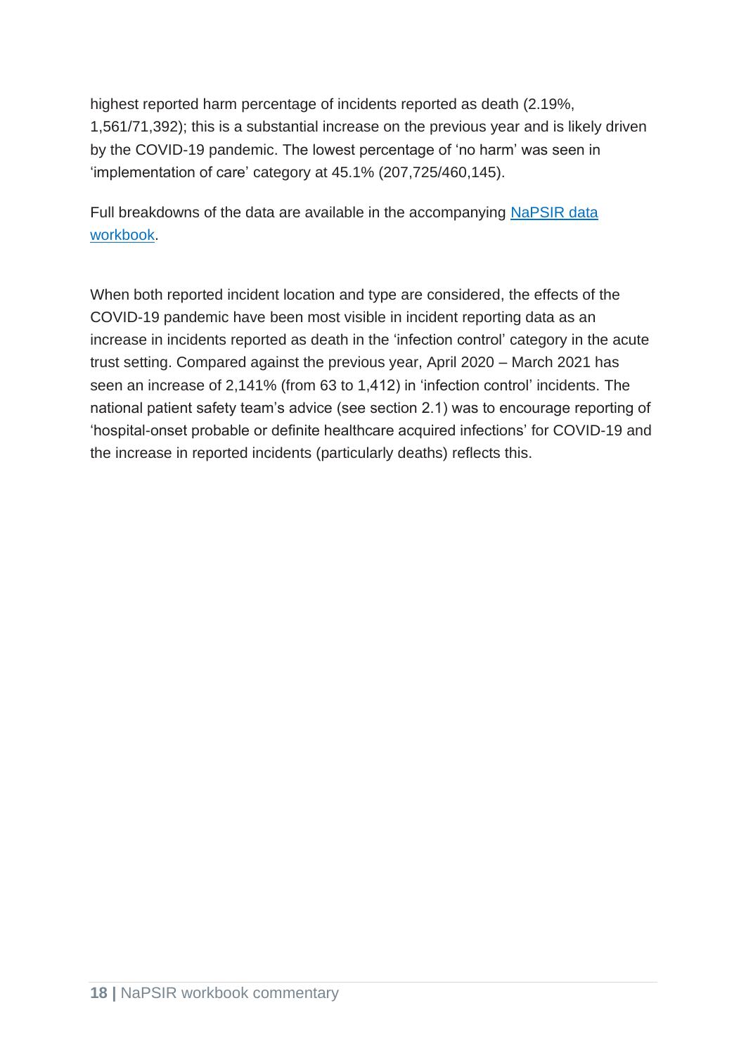highest reported harm percentage of incidents reported as death (2.19%, 1,561/71,392); this is a substantial increase on the previous year and is likely driven by the COVID-19 pandemic. The lowest percentage of 'no harm' was seen in 'implementation of care' category at 45.1% (207,725/460,145).

Full breakdowns of the data are available in the accompanying [NaPSIR data workbook](#).

When both reported incident location and type are considered, the effects of the COVID-19 pandemic have been most visible in incident reporting data as an increase in incidents reported as death in the 'infection control' category in the acute trust setting. Compared against the previous year, April 2020 – March 2021 has seen an increase of 2,141% (from 63 to 1,412) in 'infection control' incidents. The national patient safety team's advice (see section 2.1) was to encourage reporting of 'hospital-onset probable or definite healthcare acquired infections' for COVID-19 and the increase in reported incidents (particularly deaths) reflects this.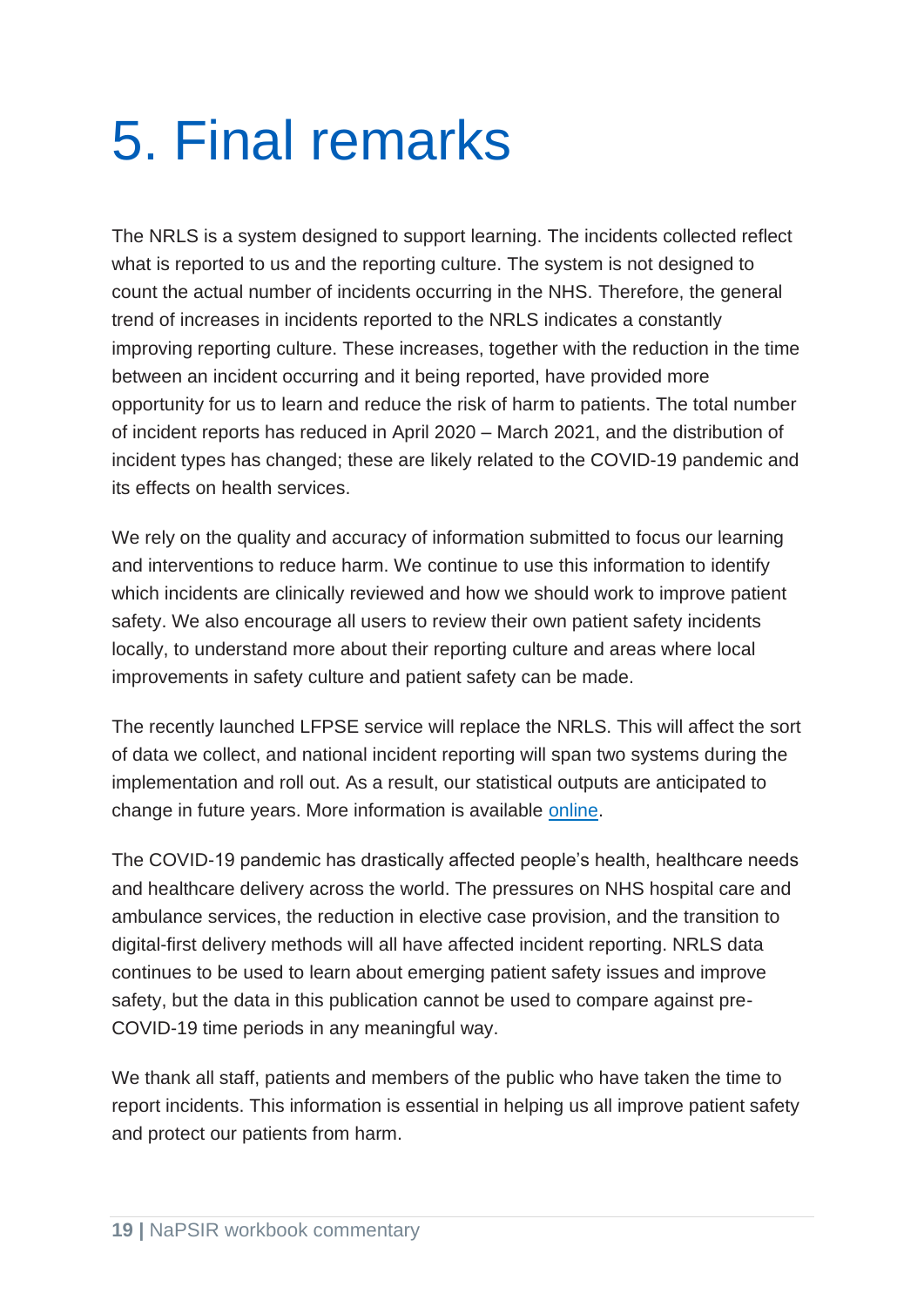# 5. Final remarks

The NRLS is a system designed to support learning. The incidents collected reflect what is reported to us and the reporting culture. The system is not designed to count the actual number of incidents occurring in the NHS. Therefore, the general trend of increases in incidents reported to the NRLS indicates a constantly improving reporting culture. These increases, together with the reduction in the time between an incident occurring and it being reported, have provided more opportunity for us to learn and reduce the risk of harm to patients. The total number of incident reports has reduced in April 2020 – March 2021, and the distribution of incident types has changed; these are likely related to the COVID-19 pandemic and its effects on health services.

We rely on the quality and accuracy of information submitted to focus our learning and interventions to reduce harm. We continue to use this information to identify which incidents are clinically reviewed and how we should work to improve patient safety. We also encourage all users to review their own patient safety incidents locally, to understand more about their reporting culture and areas where local improvements in safety culture and patient safety can be made.

The recently launched LFPSE service will replace the NRLS. This will affect the sort of data we collect, and national incident reporting will span two systems during the implementation and roll out. As a result, our statistical outputs are anticipated to change in future years. More information is available online.

The COVID-19 pandemic has drastically affected people's health, healthcare needs and healthcare delivery across the world. The pressures on NHS hospital care and ambulance services, the reduction in elective case provision, and the transition to digital-first delivery methods will all have affected incident reporting. NRLS data continues to be used to learn about emerging patient safety issues and improve safety, but the data in this publication cannot be used to compare against pre-COVID-19 time periods in any meaningful way.

We thank all staff, patients and members of the public who have taken the time to report incidents. This information is essential in helping us all improve patient safety and protect our patients from harm.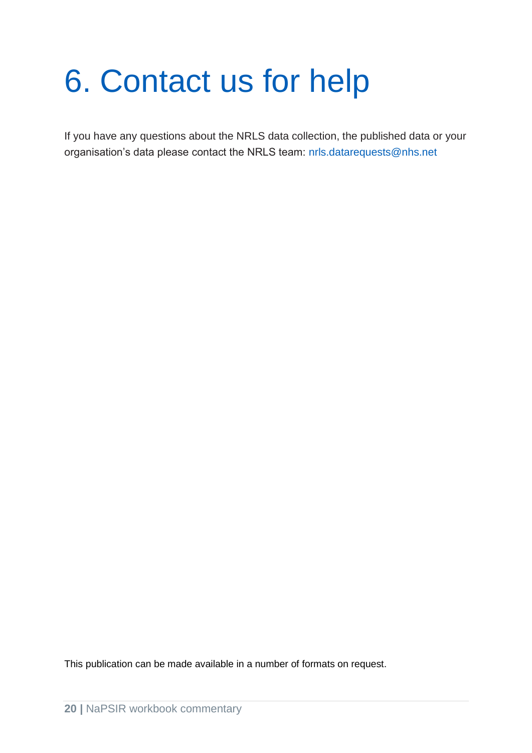# 6. Contact us for help

If you have any questions about the NRLS data collection, the published data or your organisation's data please contact the NRLS team: nrls.datarequests@nhs.net

This publication can be made available in a number of formats on request.